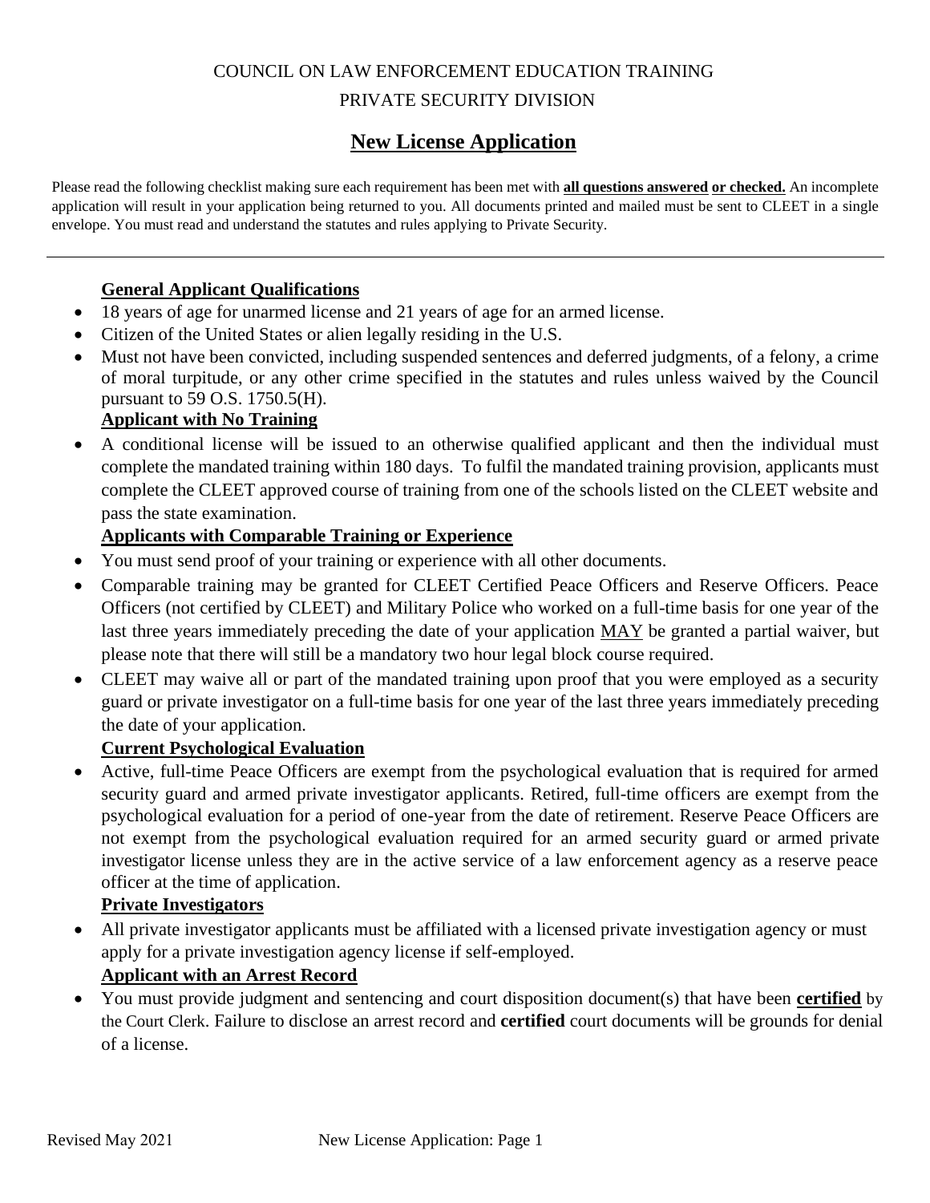COUNCIL ON LAW ENFORCEMENT EDUCATION TRAINING

PRIVATE SECURITY DIVISION

# New License Application

Please read the following checklist making sure each requirement has been met with **all questions answered or checked.** An incomplete application will result in your application being returned to you. All documents printed and mailed must be sent to CLEET in a single envelope. You must read and understand the statutes and rules applying to Private Security.

---

### General Applicant Qualifications

- 18 years of age for unarmed license and 21 years of age for an armed license.
- Citizen of the United States or alien legally residing in the U.S.
- Must not have been convicted, including suspended sentences and deferred judgments, of a felony, a crime of moral turpitude, or any other crime specified in the statutes and rules unless waived by the Council pursuant to 59 O.S. 1750.5(H).

### Applicant with No Training

- A conditional license will be issued to an otherwise qualified applicant and then the individual must complete the mandated training within 180 days. To fulfil the mandated training provision, applicants must complete the CLEET approved course of training from one of the schools listed on the CLEET website and pass the state examination.

### Applicants with Comparable Training or Experience

- You must send proof of your training or experience with all other documents.
- Comparable training may be granted for CLEET Certified Peace Officers and Reserve Officers. Peace Officers (not certified by CLEET) and Military Police who worked on a full-time basis for one year of the last three years immediately preceding the date of your application MAY be granted a partial waiver, but please note that there will still be a mandatory two hour legal block course required.
- CLEET may waive all or part of the mandated training upon proof that you were employed as a security guard or private investigator on a full-time basis for one year of the last three years immediately preceding the date of your application.

### Current Psychological Evaluation

- Active, full-time Peace Officers are exempt from the psychological evaluation that is required for armed security guard and armed private investigator applicants. Retired, full-time officers are exempt from the psychological evaluation for a period of one-year from the date of retirement. Reserve Peace Officers are not exempt from the psychological evaluation required for an armed security guard or armed private investigator license unless they are in the active service of a law enforcement agency as a reserve peace officer at the time of application.

### Private Investigators

- All private investigator applicants must be affiliated with a licensed private investigation agency or must apply for a private investigation agency license if self-employed.

### Applicant with an Arrest Record

- You must provide judgment and sentencing and court disposition document(s) that have been **certified** by the Court Clerk. Failure to disclose an arrest record and **certified** court documents will be grounds for denial of a license.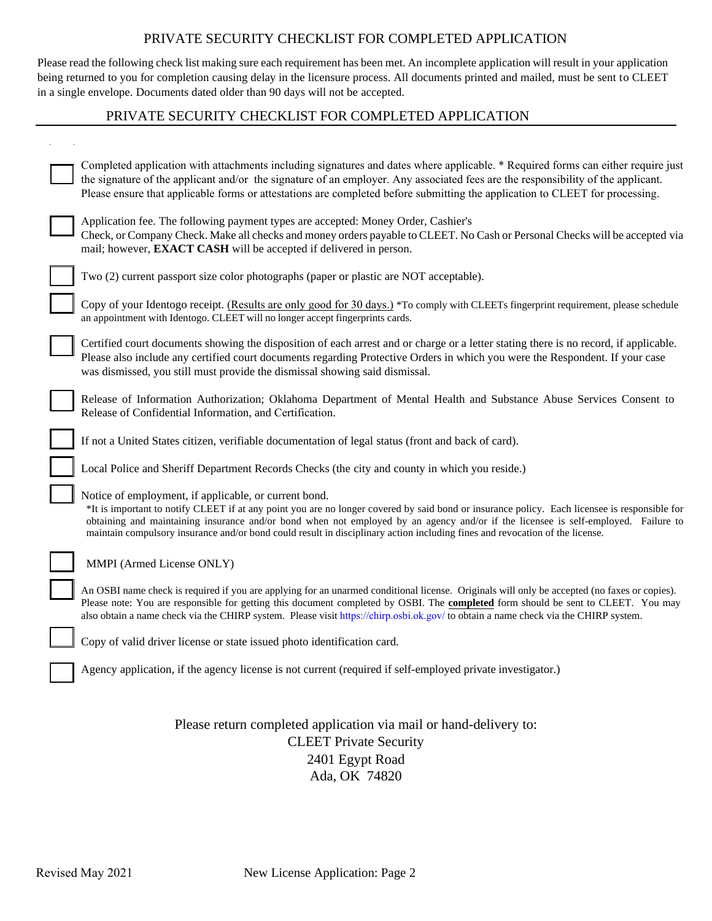# PRIVATE SECURITY CHECKLIST FOR COMPLETED APPLICATION

Please read the following check list making sure each requirement has been met. An incomplete application will result in your application being returned to you for completion causing delay in the licensure process. All documents printed and mailed, must be sent to CLEET in a single envelope. Documents dated older than 90 days will not be accepted.

## PRIVATE SECURITY CHECKLIST FOR COMPLETED APPLICATION

- [ ] Completed application with attachments including signatures and dates where applicable. * Required forms can either require just the signature of the applicant and/or the signature of an employer. Any associated fees are the responsibility of the applicant. Please ensure that applicable forms or attestations are completed before submitting the application to CLEET for processing.
- [ ] Application fee. The following payment types are accepted: Money Order, Cashier's Check, or Company Check. Make all checks and money orders payable to CLEET. No Cash or Personal Checks will be accepted via mail; however, **EXACT CASH** will be accepted if delivered in person.
- [ ] Two (2) current passport size color photographs (paper or plastic are NOT acceptable).
- [ ] Copy of your Identogo receipt. (Results are only good for 30 days.) *To comply with CLEETs fingerprint requirement, please schedule an appointment with Identogo. CLEET will no longer accept fingerprints cards.
- [ ] Certified court documents showing the disposition of each arrest and or charge or a letter stating there is no record, if applicable. Please also include any certified court documents regarding Protective Orders in which you were the Respondent. If your case was dismissed, you still must provide the dismissal showing said dismissal.
- [ ] Release of Information Authorization; Oklahoma Department of Mental Health and Substance Abuse Services Consent to Release of Confidential Information, and Certification.
- [ ] If not a United States citizen, verifiable documentation of legal status (front and back of card).
- [ ] Local Police and Sheriff Department Records Checks (the city and county in which you reside.)
- [ ] Notice of employment, if applicable, or current bond.
  *It is important to notify CLEET if at any point you are no longer covered by said bond or insurance policy. Each licensee is responsible for obtaining and maintaining insurance and/or bond when not employed by an agency and/or if the licensee is self-employed. Failure to maintain compulsory insurance and/or bond could result in disciplinary action including fines and revocation of the license.
- [ ] MMPI (Armed License ONLY)
- [ ] An OSBI name check is required if you are applying for an unarmed conditional license. Originals will only be accepted (no faxes or copies). Please note: You are responsible for getting this document completed by OSBI. The **completed** form should be sent to CLEET. You may also obtain a name check via the CHIRP system. Please visit https://chirp.osbi.ok.gov/ to obtain a name check via the CHIRP system.
- [ ] Copy of valid driver license or state issued photo identification card.
- [ ] Agency application, if the agency license is not current (required if self-employed private investigator.)

Please return completed application via mail or hand-delivery to:
CLEET Private Security
2401 Egypt Road
Ada, OK 74820

Revised May 2021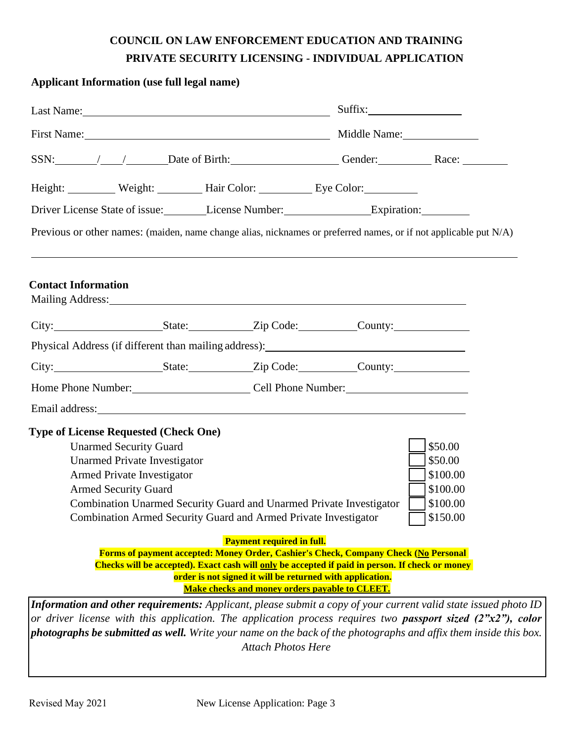# COUNCIL ON LAW ENFORCEMENT EDUCATION AND TRAINING

## PRIVATE SECURITY LICENSING - INDIVIDUAL APPLICATION

### Applicant Information (use full legal name)

Last Name: ______________________________ Suffix: ____________

First Name: ______________________________ Middle Name: ____________

SSN: ______/____/______ Date of Birth: ______________ Gender: ________ Race: ________

Height: ________ Weight: ________ Hair Color: ________ Eye Color: ________

Driver License State of issue: ________ License Number: ______________ Expiration: ________

Previous or other names: (maiden, name change alias, nicknames or preferred names, or if not applicable put N/A)

______________________________________________________________________

### Contact Information

Mailing Address: ______________________________________________

City: ______________ State: __________ Zip Code: __________ County: ____________

Physical Address (if different than mailing address): ______________________________

City: ______________ State: __________ Zip Code: __________ County: ____________

Home Phone Number: ________________ Cell Phone Number: ________________

Email address: ______________________________________________

### Type of License Requested (Check One)

| License Type | | Fee |
|---|---|---|
| Unarmed Security Guard | ☐ | $50.00 |
| Unarmed Private Investigator | ☐ | $50.00 |
| Armed Private Investigator | ☐ | $100.00 |
| Armed Security Guard | ☐ | $100.00 |
| Combination Unarmed Security Guard and Unarmed Private Investigator | ☐ | $100.00 |
| Combination Armed Security Guard and Armed Private Investigator | ☐ | $150.00 |

**Payment required in full.**

**Forms of payment accepted: Money Order, Cashier's Check, Company Check (No Personal Checks will be accepted). Exact cash will only be accepted if paid in person. If check or money order is not signed it will be returned with application.**

**Make checks and money orders payable to CLEET.**

***Information and other requirements:*** *Applicant, please submit a copy of your current valid state issued photo ID or driver license with this application. The application process requires two* ***passport sized (2"x2"), color photographs be submitted as well.*** *Write your name on the back of the photographs and affix them inside this box.*

*Attach Photos Here*

Revised May 2021 — New License Application: Page 3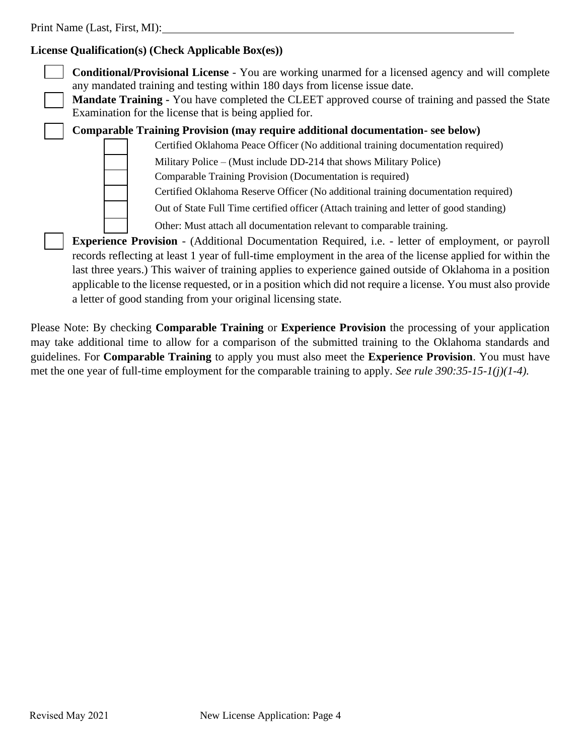Print Name (Last, First, MI): ______________________________________________

**License Qualification(s) (Check Applicable Box(es))**

- ☐ **Conditional/Provisional License** - You are working unarmed for a licensed agency and will complete any mandated training and testing within 180 days from license issue date.
- ☐ **Mandate Training -** You have completed the CLEET approved course of training and passed the State Examination for the license that is being applied for.
- ☐ **Comparable Training Provision (may require additional documentation- see below)**
  - ☐ Certified Oklahoma Peace Officer (No additional training documentation required)
  - ☐ Military Police – (Must include DD-214 that shows Military Police)
  - ☐ Comparable Training Provision (Documentation is required)
  - ☐ Certified Oklahoma Reserve Officer (No additional training documentation required)
  - ☐ Out of State Full Time certified officer (Attach training and letter of good standing)
  - ☐ Other: Must attach all documentation relevant to comparable training.
- ☐ **Experience Provision** - (Additional Documentation Required, i.e. - letter of employment, or payroll records reflecting at least 1 year of full-time employment in the area of the license applied for within the last three years.) This waiver of training applies to experience gained outside of Oklahoma in a position applicable to the license requested, or in a position which did not require a license. You must also provide a letter of good standing from your original licensing state.

Please Note: By checking **Comparable Training** or **Experience Provision** the processing of your application may take additional time to allow for a comparison of the submitted training to the Oklahoma standards and guidelines. For **Comparable Training** to apply you must also meet the **Experience Provision**. You must have met the one year of full-time employment for the comparable training to apply. *See rule 390:35-15-1(j)(1-4).*

Revised May 2021 New License Application: Page 4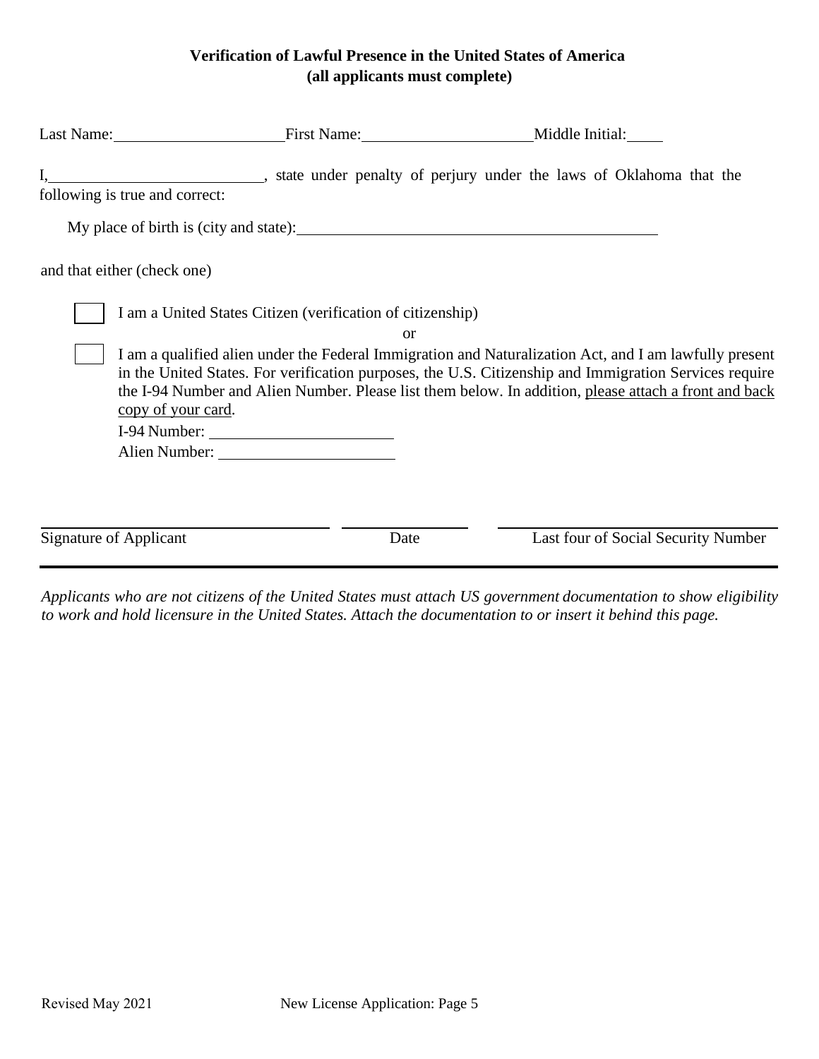**Verification of Lawful Presence in the United States of America**
**(all applicants must complete)**

Last Name: ______________________ First Name: ______________________ Middle Initial: _____

I, ____________________________, state under penalty of perjury under the laws of Oklahoma that the following is true and correct:

My place of birth is (city and state): ______________________________________________

and that either (check one)

☐ I am a United States Citizen (verification of citizenship)

or

☐ I am a qualified alien under the Federal Immigration and Naturalization Act, and I am lawfully present in the United States. For verification purposes, the U.S. Citizenship and Immigration Services require the I-94 Number and Alien Number. Please list them below. In addition, please attach a front and back copy of your card.

I-94 Number: ______________________

Alien Number: ______________________

| ______________________ | ______________ | ______________________ |
|---|---|---|
| Signature of Applicant | Date | Last four of Social Security Number |

*Applicants who are not citizens of the United States must attach US government documentation to show eligibility to work and hold licensure in the United States. Attach the documentation to or insert it behind this page.*

Revised May 2021 New License Application: Page 5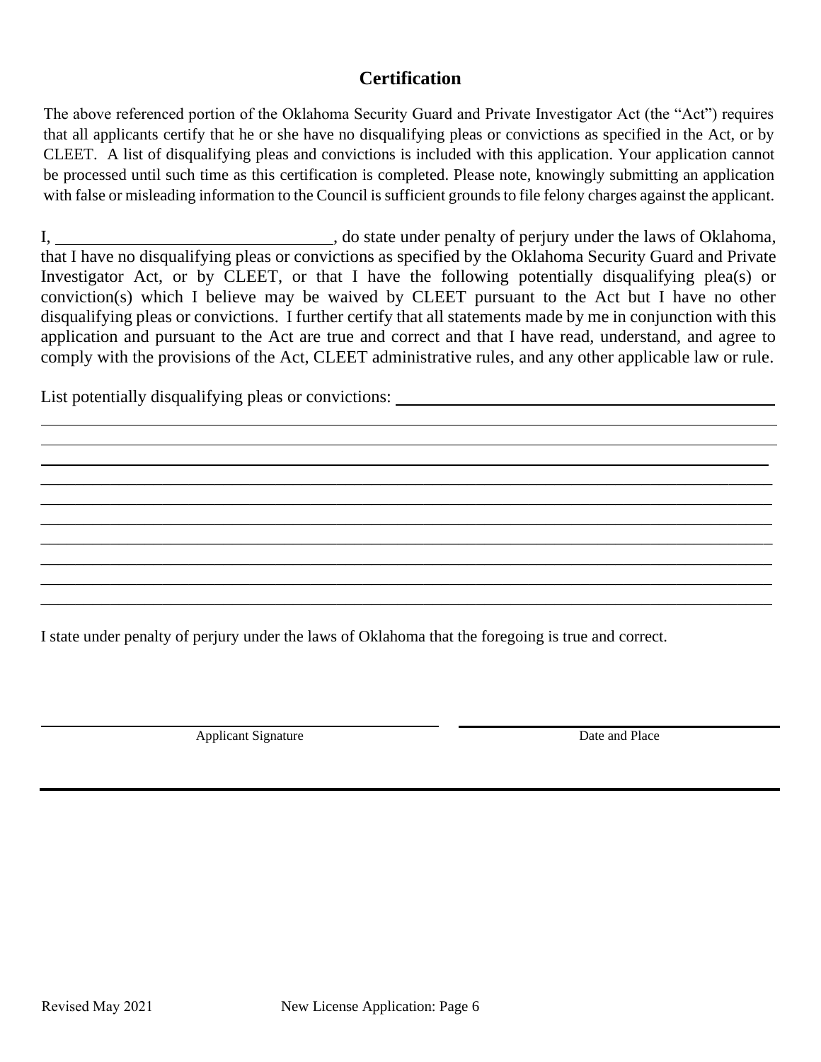## Certification

The above referenced portion of the Oklahoma Security Guard and Private Investigator Act (the "Act") requires that all applicants certify that he or she have no disqualifying pleas or convictions as specified in the Act, or by CLEET. A list of disqualifying pleas and convictions is included with this application. Your application cannot be processed until such time as this certification is completed. Please note, knowingly submitting an application with false or misleading information to the Council is sufficient grounds to file felony charges against the applicant.

I, ________________________________, do state under penalty of perjury under the laws of Oklahoma, that I have no disqualifying pleas or convictions as specified by the Oklahoma Security Guard and Private Investigator Act, or by CLEET, or that I have the following potentially disqualifying plea(s) or conviction(s) which I believe may be waived by CLEET pursuant to the Act but I have no other disqualifying pleas or convictions. I further certify that all statements made by me in conjunction with this application and pursuant to the Act are true and correct and that I have read, understand, and agree to comply with the provisions of the Act, CLEET administrative rules, and any other applicable law or rule.

List potentially disqualifying pleas or convictions: ____________________________________________

_____________________________________________________________________________________

_____________________________________________________________________________________

_____________________________________________________________________________________

_____________________________________________________________________________________

_____________________________________________________________________________________

_____________________________________________________________________________________

_____________________________________________________________________________________

_____________________________________________________________________________________

_____________________________________________________________________________________

_____________________________________________________________________________________

I state under penalty of perjury under the laws of Oklahoma that the foregoing is true and correct.

| ________________________________ | ________________________________ |
| --- | --- |
| Applicant Signature | Date and Place |

Revised May 2021 New License Application: Page 6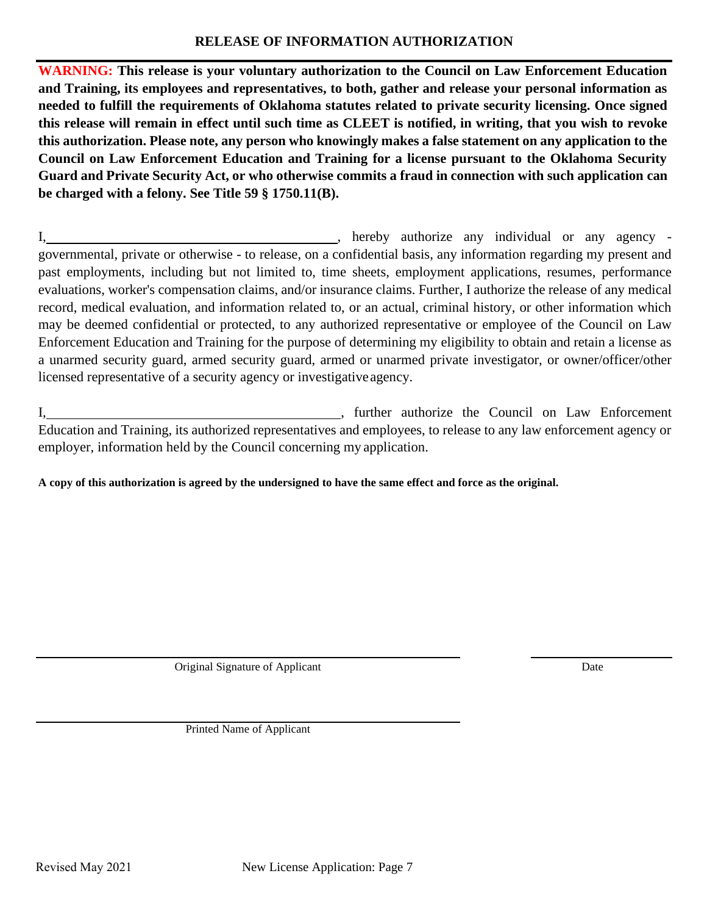## RELEASE OF INFORMATION AUTHORIZATION

**WARNING: This release is your voluntary authorization to the Council on Law Enforcement Education and Training, its employees and representatives, to both, gather and release your personal information as needed to fulfill the requirements of Oklahoma statutes related to private security licensing. Once signed this release will remain in effect until such time as CLEET is notified, in writing, that you wish to revoke this authorization. Please note, any person who knowingly makes a false statement on any application to the Council on Law Enforcement Education and Training for a license pursuant to the Oklahoma Security Guard and Private Security Act, or who otherwise commits a fraud in connection with such application can be charged with a felony. See Title 59 § 1750.11(B).**

I,\_\_\_\_\_\_\_\_\_\_\_\_\_\_\_\_\_\_\_\_\_\_\_\_\_\_\_\_\_\_\_\_\_\_\_\_\_\_\_\_\_\_, hereby authorize any individual or any agency - governmental, private or otherwise - to release, on a confidential basis, any information regarding my present and past employments, including but not limited to, time sheets, employment applications, resumes, performance evaluations, worker's compensation claims, and/or insurance claims. Further, I authorize the release of any medical record, medical evaluation, and information related to, or an actual, criminal history, or other information which may be deemed confidential or protected, to any authorized representative or employee of the Council on Law Enforcement Education and Training for the purpose of determining my eligibility to obtain and retain a license as a unarmed security guard, armed security guard, armed or unarmed private investigator, or owner/officer/other licensed representative of a security agency or investigative agency.

I,\_\_\_\_\_\_\_\_\_\_\_\_\_\_\_\_\_\_\_\_\_\_\_\_\_\_\_\_\_\_\_\_\_\_\_\_\_\_\_\_\_\_, further authorize the Council on Law Enforcement Education and Training, its authorized representatives and employees, to release to any law enforcement agency or employer, information held by the Council concerning my application.

**A copy of this authorization is agreed by the undersigned to have the same effect and force as the original.**

\_\_\_\_\_\_\_\_\_\_\_\_\_\_\_\_\_\_\_\_\_\_\_\_\_\_\_\_\_\_\_\_\_\_\_\_\_\_\_\_\_\_ \_\_\_\_\_\_\_\_\_\_\_\_\_\_\_\_\_\_\_\_

Original Signature of Applicant Date

\_\_\_\_\_\_\_\_\_\_\_\_\_\_\_\_\_\_\_\_\_\_\_\_\_\_\_\_\_\_\_\_\_\_\_\_\_\_\_\_\_\_

Printed Name of Applicant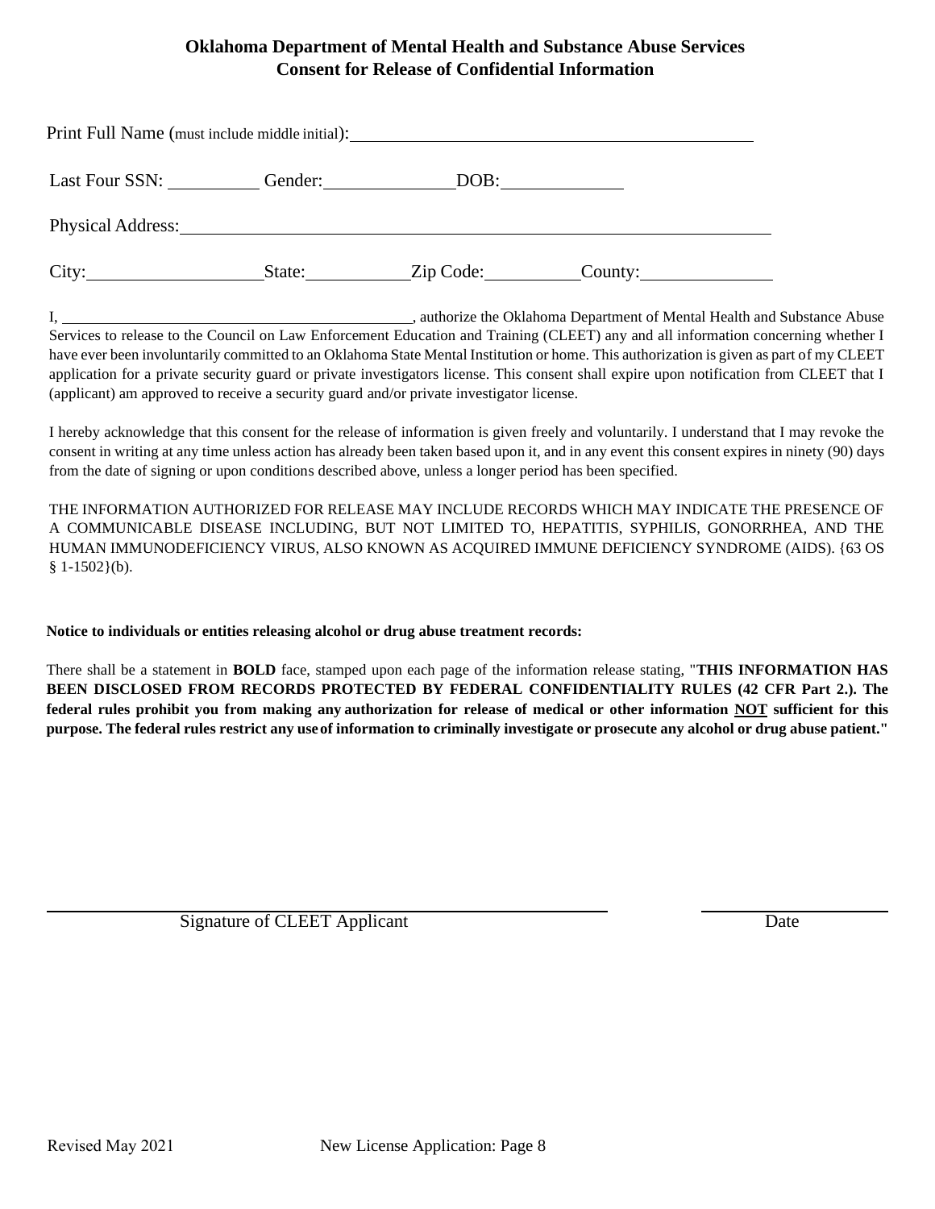## Oklahoma Department of Mental Health and Substance Abuse Services
## Consent for Release of Confidential Information

Print Full Name (must include middle initial): ______________________________________________

Last Four SSN: __________ Gender: ______________ DOB: _____________

Physical Address: ____________________________________________________________________

City: ___________________ State: ___________ Zip Code: __________ County: ______________

I, ____________________________________________, authorize the Oklahoma Department of Mental Health and Substance Abuse Services to release to the Council on Law Enforcement Education and Training (CLEET) any and all information concerning whether I have ever been involuntarily committed to an Oklahoma State Mental Institution or home. This authorization is given as part of my CLEET application for a private security guard or private investigators license. This consent shall expire upon notification from CLEET that I (applicant) am approved to receive a security guard and/or private investigator license.

I hereby acknowledge that this consent for the release of information is given freely and voluntarily. I understand that I may revoke the consent in writing at any time unless action has already been taken based upon it, and in any event this consent expires in ninety (90) days from the date of signing or upon conditions described above, unless a longer period has been specified.

THE INFORMATION AUTHORIZED FOR RELEASE MAY INCLUDE RECORDS WHICH MAY INDICATE THE PRESENCE OF A COMMUNICABLE DISEASE INCLUDING, BUT NOT LIMITED TO, HEPATITIS, SYPHILIS, GONORRHEA, AND THE HUMAN IMMUNODEFICIENCY VIRUS, ALSO KNOWN AS ACQUIRED IMMUNE DEFICIENCY SYNDROME (AIDS). {63 OS § 1-1502}(b).

**Notice to individuals or entities releasing alcohol or drug abuse treatment records:**

There shall be a statement in **BOLD** face, stamped upon each page of the information release stating, "**THIS INFORMATION HAS BEEN DISCLOSED FROM RECORDS PROTECTED BY FEDERAL CONFIDENTIALITY RULES (42 CFR Part 2.). The federal rules prohibit you from making any authorization for release of medical or other information <u>NOT</u> sufficient for this purpose. The federal rules restrict any use of information to criminally investigate or prosecute any alcohol or drug abuse patient.**"

_____________________________________________ &nbsp;&nbsp;&nbsp;&nbsp; ________________

Signature of CLEET Applicant &nbsp;&nbsp;&nbsp;&nbsp; Date

Revised May 2021 &nbsp;&nbsp;&nbsp;&nbsp; New License Application: Page 8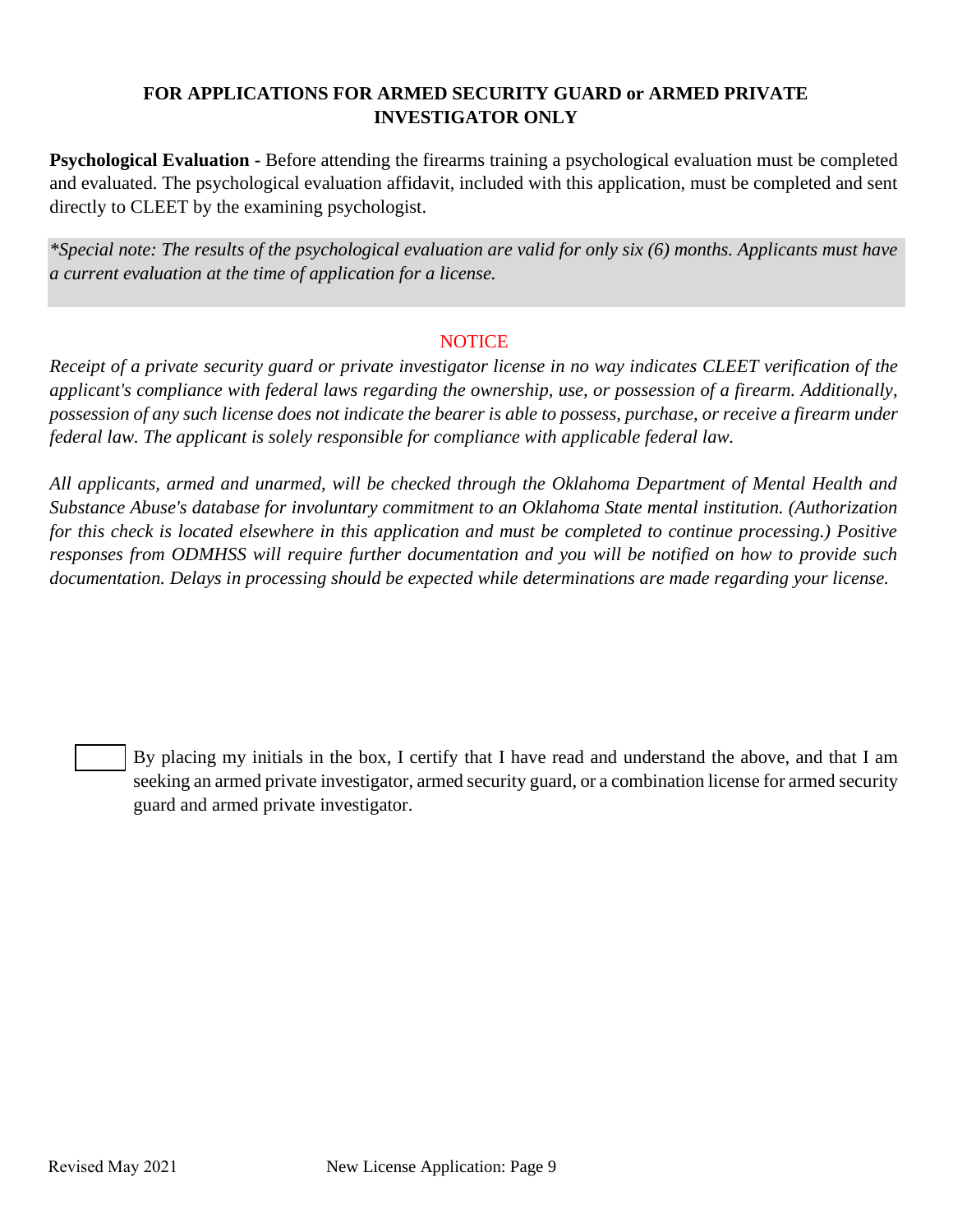## FOR APPLICATIONS FOR ARMED SECURITY GUARD or ARMED PRIVATE INVESTIGATOR ONLY

**Psychological Evaluation -** Before attending the firearms training a psychological evaluation must be completed and evaluated. The psychological evaluation affidavit, included with this application, must be completed and sent directly to CLEET by the examining psychologist.

*\*Special note: The results of the psychological evaluation are valid for only six (6) months. Applicants must have a current evaluation at the time of application for a license.*

NOTICE

*Receipt of a private security guard or private investigator license in no way indicates CLEET verification of the applicant's compliance with federal laws regarding the ownership, use, or possession of a firearm. Additionally, possession of any such license does not indicate the bearer is able to possess, purchase, or receive a firearm under federal law. The applicant is solely responsible for compliance with applicable federal law.*

*All applicants, armed and unarmed, will be checked through the Oklahoma Department of Mental Health and Substance Abuse's database for involuntary commitment to an Oklahoma State mental institution. (Authorization for this check is located elsewhere in this application and must be completed to continue processing.) Positive responses from ODMHSS will require further documentation and you will be notified on how to provide such documentation. Delays in processing should be expected while determinations are made regarding your license.*

☐ By placing my initials in the box, I certify that I have read and understand the above, and that I am seeking an armed private investigator, armed security guard, or a combination license for armed security guard and armed private investigator.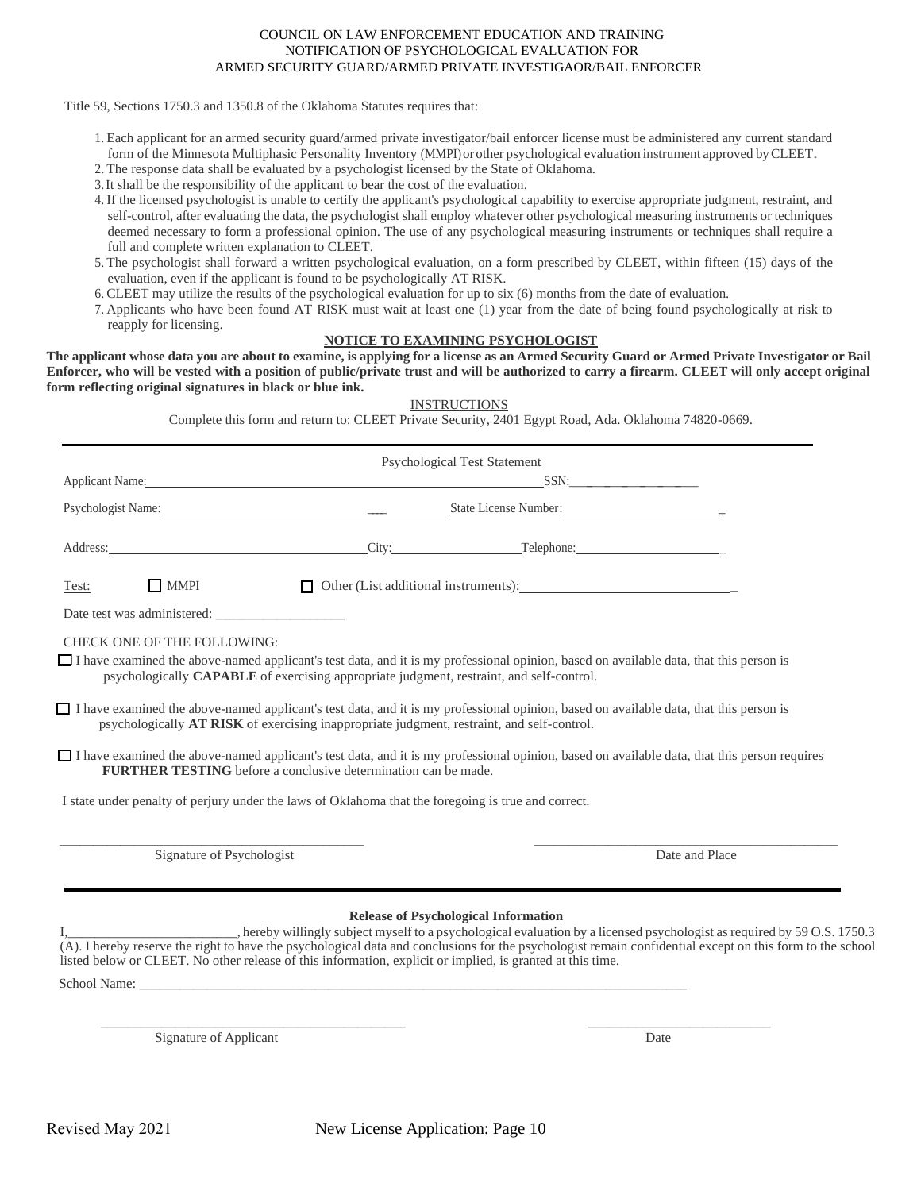COUNCIL ON LAW ENFORCEMENT EDUCATION AND TRAINING
NOTIFICATION OF PSYCHOLOGICAL EVALUATION FOR
ARMED SECURITY GUARD/ARMED PRIVATE INVESTIGAOR/BAIL ENFORCER

Title 59, Sections 1750.3 and 1350.8 of the Oklahoma Statutes requires that:

1. Each applicant for an armed security guard/armed private investigator/bail enforcer license must be administered any current standard form of the Minnesota Multiphasic Personality Inventory (MMPI) or other psychological evaluation instrument approved by CLEET.
2. The response data shall be evaluated by a psychologist licensed by the State of Oklahoma.
3. It shall be the responsibility of the applicant to bear the cost of the evaluation.
4. If the licensed psychologist is unable to certify the applicant's psychological capability to exercise appropriate judgment, restraint, and self-control, after evaluating the data, the psychologist shall employ whatever other psychological measuring instruments or techniques deemed necessary to form a professional opinion. The use of any psychological measuring instruments or techniques shall require a full and complete written explanation to CLEET.
5. The psychologist shall forward a written psychological evaluation, on a form prescribed by CLEET, within fifteen (15) days of the evaluation, even if the applicant is found to be psychologically AT RISK.
6. CLEET may utilize the results of the psychological evaluation for up to six (6) months from the date of evaluation.
7. Applicants who have been found AT RISK must wait at least one (1) year from the date of being found psychologically at risk to reapply for licensing.

**NOTICE TO EXAMINING PSYCHOLOGIST**

**The applicant whose data you are about to examine, is applying for a license as an Armed Security Guard or Armed Private Investigator or Bail Enforcer, who will be vested with a position of public/private trust and will be authorized to carry a firearm. CLEET will only accept original form reflecting original signatures in black or blue ink.**

INSTRUCTIONS

Complete this form and return to: CLEET Private Security, 2401 Egypt Road, Ada. Oklahoma 74820-0669.

---

Psychological Test Statement

Applicant Name:______________________________ SSN:______________

Psychologist Name:______________________________ State License Number:______________

Address:______________________ City:______________ Telephone:______________

Test: ☐ MMPI ☐ Other (List additional instruments):______________

Date test was administered: ______________

CHECK ONE OF THE FOLLOWING:

☐ I have examined the above-named applicant's test data, and it is my professional opinion, based on available data, that this person is psychologically **CAPABLE** of exercising appropriate judgment, restraint, and self-control.

☐ I have examined the above-named applicant's test data, and it is my professional opinion, based on available data, that this person is psychologically **AT RISK** of exercising inappropriate judgment, restraint, and self-control.

☐ I have examined the above-named applicant's test data, and it is my professional opinion, based on available data, that this person requires **FURTHER TESTING** before a conclusive determination can be made.

I state under penalty of perjury under the laws of Oklahoma that the foregoing is true and correct.

______________________________ ______________________________
Signature of Psychologist Date and Place

---

**Release of Psychological Information**

I,______________________, hereby willingly subject myself to a psychological evaluation by a licensed psychologist as required by 59 O.S. 1750.3 (A). I hereby reserve the right to have the psychological data and conclusions for the psychologist remain confidential except on this form to the school listed below or CLEET. No other release of this information, explicit or implied, is granted at this time.

School Name: ______________________________

______________________________ ______________________
Signature of Applicant Date

Revised May 2021 New License Application: Page 10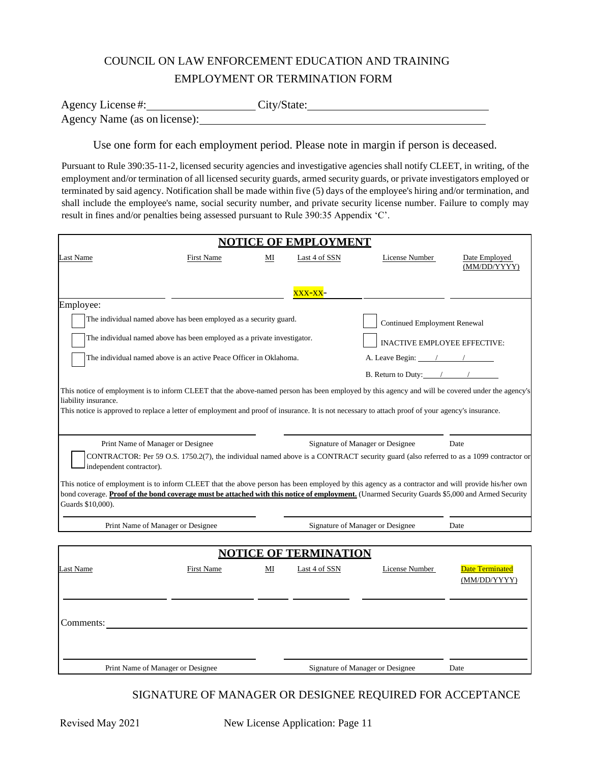# COUNCIL ON LAW ENFORCEMENT EDUCATION AND TRAINING
## EMPLOYMENT OR TERMINATION FORM

Agency License #:\_\_\_\_\_\_\_\_\_\_\_\_\_\_\_\_\_\_\_\_ City/State:\_\_\_\_\_\_\_\_\_\_\_\_\_\_\_\_\_\_\_\_\_\_\_\_\_\_\_\_\_\_\_

Agency Name (as on license):\_\_\_\_\_\_\_\_\_\_\_\_\_\_\_\_\_\_\_\_\_\_\_\_\_\_\_\_\_\_\_\_\_\_\_\_\_\_\_\_\_\_\_\_\_\_\_\_\_\_

Use one form for each employment period. Please note in margin if person is deceased.

Pursuant to Rule 390:35-11-2, licensed security agencies and investigative agencies shall notify CLEET, in writing, of the employment and/or termination of all licensed security guards, armed security guards, or private investigators employed or terminated by said agency. Notification shall be made within five (5) days of the employee's hiring and/or termination, and shall include the employee's name, social security number, and private security license number. Failure to comply may result in fines and/or penalties being assessed pursuant to Rule 390:35 Appendix 'C'.

## NOTICE OF EMPLOYMENT

| Last Name | First Name | MI | Last 4 of SSN | License Number | Date Employed (MM/DD/YYYY) |
|---|---|---|---|---|---|
| | | | XXX-XX-\_\_\_\_ | | |

Employee:

- ☐ The individual named above has been employed as a security guard.
- ☐ The individual named above has been employed as a private investigator.
- ☐ The individual named above is an active Peace Officer in Oklahoma.
- ☐ Continued Employment Renewal
- ☐ INACTIVE EMPLOYEE EFFECTIVE:
  - A. Leave Begin: \_\_\_\_/\_\_\_\_/\_\_\_\_
  - B. Return to Duty: \_\_\_\_/\_\_\_\_/\_\_\_\_

This notice of employment is to inform CLEET that the above-named person has been employed by this agency and will be covered under the agency's liability insurance.

This notice is approved to replace a letter of employment and proof of insurance. It is not necessary to attach proof of your agency's insurance.

| Print Name of Manager or Designee | Signature of Manager or Designee | Date |
|---|---|---|
| | | |

☐ CONTRACTOR: Per 59 O.S. 1750.2(7), the individual named above is a CONTRACT security guard (also referred to as a 1099 contractor or independent contractor).

This notice of employment is to inform CLEET that the above person has been employed by this agency as a contractor and will provide his/her own bond coverage. **Proof of the bond coverage must be attached with this notice of employment.** (Unarmed Security Guards $5,000 and Armed Security Guards $10,000).

| Print Name of Manager or Designee | Signature of Manager or Designee | Date |
|---|---|---|
| | | |

## NOTICE OF TERMINATION

| Last Name | First Name | MI | Last 4 of SSN | License Number | Date Terminated (MM/DD/YYYY) |
|---|---|---|---|---|---|
| | | | | | |

Comments:\_\_\_\_\_\_\_\_\_\_\_\_\_\_\_\_\_\_\_\_\_\_\_\_\_\_\_\_\_\_\_\_\_\_\_\_\_\_\_\_\_\_\_\_\_\_\_\_\_\_\_\_\_\_\_\_\_\_\_\_

| Print Name of Manager or Designee | Signature of Manager or Designee | Date |
|---|---|---|
| | | |

SIGNATURE OF MANAGER OR DESIGNEE REQUIRED FOR ACCEPTANCE

Revised May 2021 New License Application: Page 11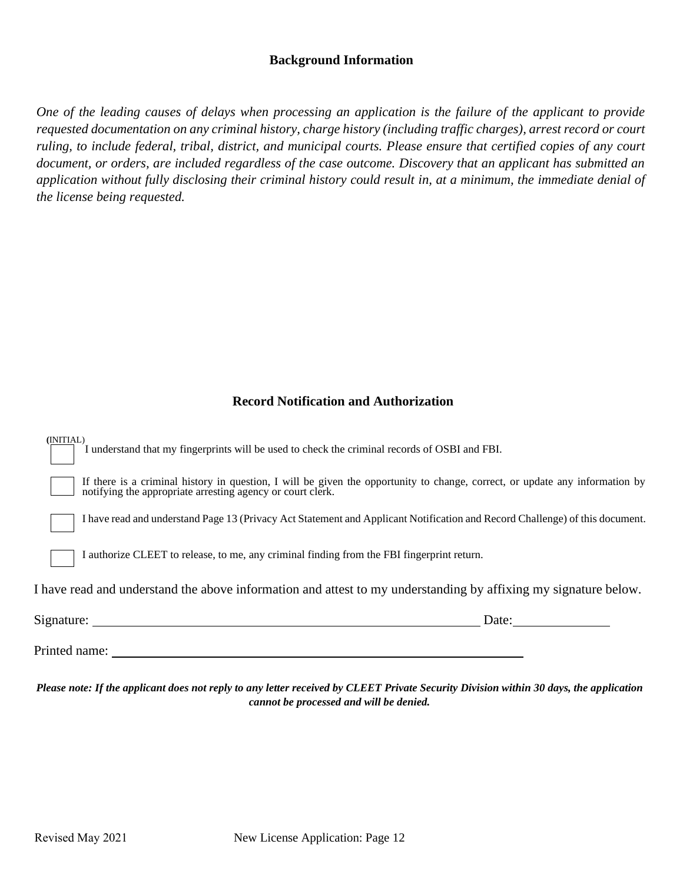## Background Information

*One of the leading causes of delays when processing an application is the failure of the applicant to provide requested documentation on any criminal history, charge history (including traffic charges), arrest record or court ruling, to include federal, tribal, district, and municipal courts. Please ensure that certified copies of any court document, or orders, are included regardless of the case outcome. Discovery that an applicant has submitted an application without fully disclosing their criminal history could result in, at a minimum, the immediate denial of the license being requested.*

## Record Notification and Authorization

(INITIAL)

☐ I understand that my fingerprints will be used to check the criminal records of OSBI and FBI.

☐ If there is a criminal history in question, I will be given the opportunity to change, correct, or update any information by notifying the appropriate arresting agency or court clerk.

☐ I have read and understand Page 13 (Privacy Act Statement and Applicant Notification and Record Challenge) of this document.

☐ I authorize CLEET to release, to me, any criminal finding from the FBI fingerprint return.

I have read and understand the above information and attest to my understanding by affixing my signature below.

Signature: ______________________________________________ Date: ____________

Printed name: ______________________________________________

***Please note: If the applicant does not reply to any letter received by CLEET Private Security Division within 30 days, the application cannot be processed and will be denied.***

Revised May 2021 New License Application: Page 12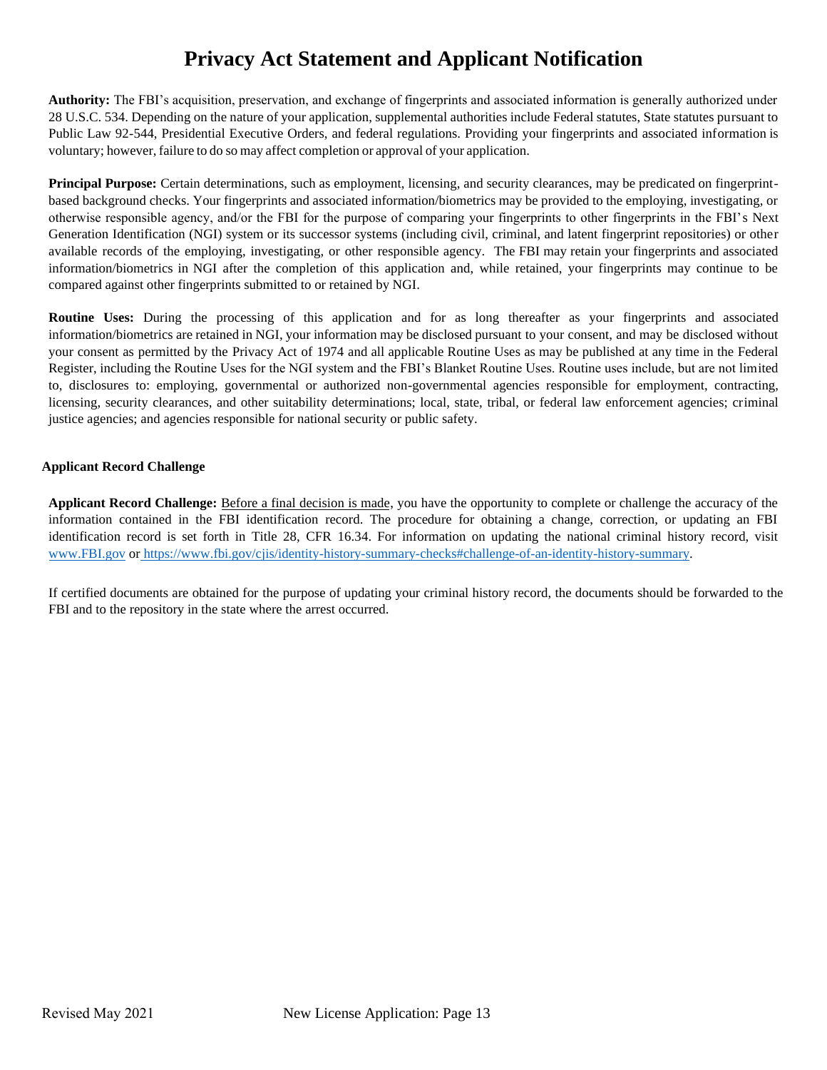# Privacy Act Statement and Applicant Notification

**Authority:** The FBI's acquisition, preservation, and exchange of fingerprints and associated information is generally authorized under 28 U.S.C. 534. Depending on the nature of your application, supplemental authorities include Federal statutes, State statutes pursuant to Public Law 92-544, Presidential Executive Orders, and federal regulations. Providing your fingerprints and associated information is voluntary; however, failure to do so may affect completion or approval of your application.

**Principal Purpose:** Certain determinations, such as employment, licensing, and security clearances, may be predicated on fingerprint-based background checks. Your fingerprints and associated information/biometrics may be provided to the employing, investigating, or otherwise responsible agency, and/or the FBI for the purpose of comparing your fingerprints to other fingerprints in the FBI's Next Generation Identification (NGI) system or its successor systems (including civil, criminal, and latent fingerprint repositories) or other available records of the employing, investigating, or other responsible agency. The FBI may retain your fingerprints and associated information/biometrics in NGI after the completion of this application and, while retained, your fingerprints may continue to be compared against other fingerprints submitted to or retained by NGI.

**Routine Uses:** During the processing of this application and for as long thereafter as your fingerprints and associated information/biometrics are retained in NGI, your information may be disclosed pursuant to your consent, and may be disclosed without your consent as permitted by the Privacy Act of 1974 and all applicable Routine Uses as may be published at any time in the Federal Register, including the Routine Uses for the NGI system and the FBI's Blanket Routine Uses. Routine uses include, but are not limited to, disclosures to: employing, governmental or authorized non-governmental agencies responsible for employment, contracting, licensing, security clearances, and other suitability determinations; local, state, tribal, or federal law enforcement agencies; criminal justice agencies; and agencies responsible for national security or public safety.

**Applicant Record Challenge**

**Applicant Record Challenge:** Before a final decision is made, you have the opportunity to complete or challenge the accuracy of the information contained in the FBI identification record. The procedure for obtaining a change, correction, or updating an FBI identification record is set forth in Title 28, CFR 16.34. For information on updating the national criminal history record, visit www.FBI.gov or https://www.fbi.gov/cjis/identity-history-summary-checks#challenge-of-an-identity-history-summary.

If certified documents are obtained for the purpose of updating your criminal history record, the documents should be forwarded to the FBI and to the repository in the state where the arrest occurred.

Revised May 2021 New License Application: Page 13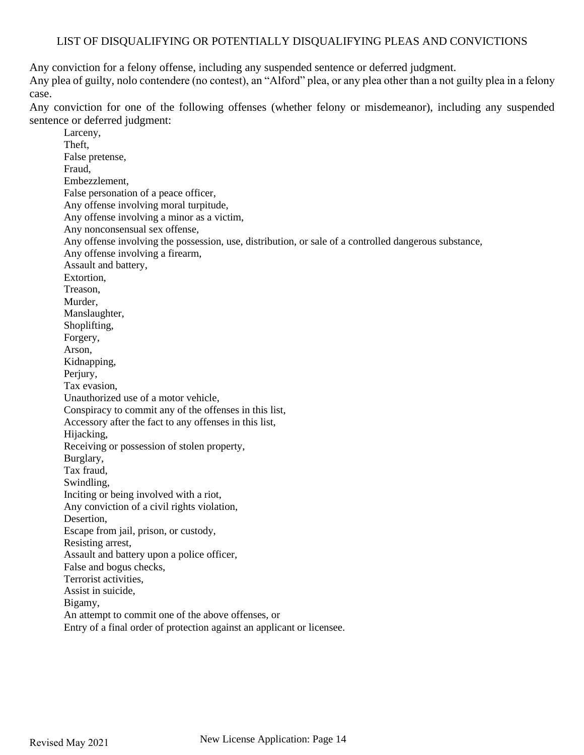## LIST OF DISQUALIFYING OR POTENTIALLY DISQUALIFYING PLEAS AND CONVICTIONS

Any conviction for a felony offense, including any suspended sentence or deferred judgment.
Any plea of guilty, nolo contendere (no contest), an "Alford" plea, or any plea other than a not guilty plea in a felony case.
Any conviction for one of the following offenses (whether felony or misdemeanor), including any suspended sentence or deferred judgment:

- Larceny,
- Theft,
- False pretense,
- Fraud,
- Embezzlement,
- False personation of a peace officer,
- Any offense involving moral turpitude,
- Any offense involving a minor as a victim,
- Any nonconsensual sex offense,
- Any offense involving the possession, use, distribution, or sale of a controlled dangerous substance,
- Any offense involving a firearm,
- Assault and battery,
- Extortion,
- Treason,
- Murder,
- Manslaughter,
- Shoplifting,
- Forgery,
- Arson,
- Kidnapping,
- Perjury,
- Tax evasion,
- Unauthorized use of a motor vehicle,
- Conspiracy to commit any of the offenses in this list,
- Accessory after the fact to any offenses in this list,
- Hijacking,
- Receiving or possession of stolen property,
- Burglary,
- Tax fraud,
- Swindling,
- Inciting or being involved with a riot,
- Any conviction of a civil rights violation,
- Desertion,
- Escape from jail, prison, or custody,
- Resisting arrest,
- Assault and battery upon a police officer,
- False and bogus checks,
- Terrorist activities,
- Assist in suicide,
- Bigamy,
- An attempt to commit one of the above offenses, or
- Entry of a final order of protection against an applicant or licensee.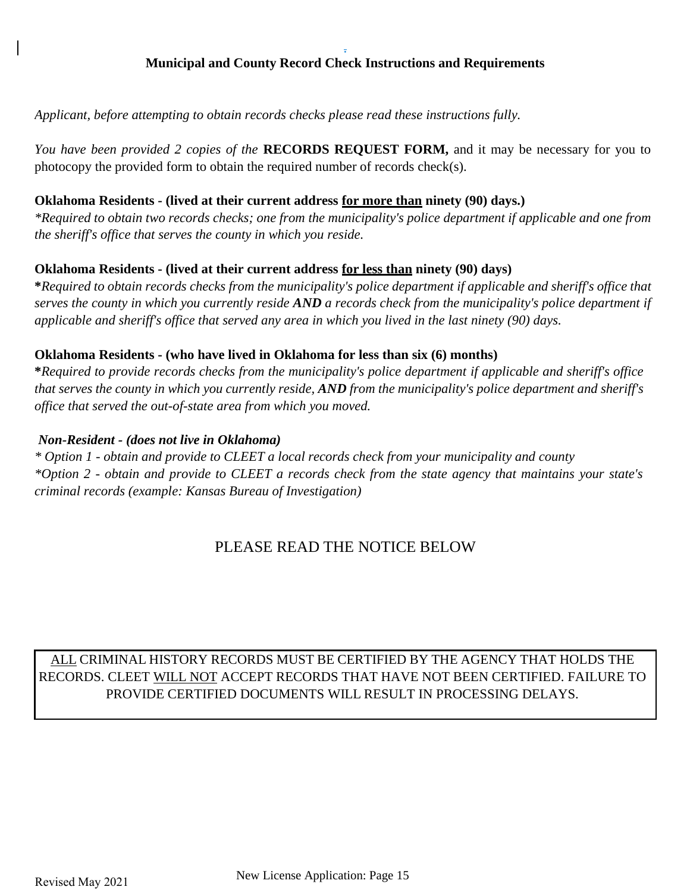## Municipal and County Record Check Instructions and Requirements

*Applicant, before attempting to obtain records checks please read these instructions fully.*

*You have been provided 2 copies of the* **RECORDS REQUEST FORM,** and it may be necessary for you to photocopy the provided form to obtain the required number of records check(s).

**Oklahoma Residents - (lived at their current address <u>for more than</u> ninety (90) days.)**
*\*Required to obtain two records checks; one from the municipality's police department if applicable and one from the sheriff's office that serves the county in which you reside.*

**Oklahoma Residents - (lived at their current address <u>for less than</u> ninety (90) days)**
**\***\*Required to obtain records checks from the municipality's police department if applicable and sheriff's office that serves the county in which you currently reside* ***AND*** *a records check from the municipality's police department if applicable and sheriff's office that served any area in which you lived in the last ninety (90) days.*

**Oklahoma Residents - (who have lived in Oklahoma for less than six (6) months)**
**\****Required to provide records checks from the municipality's police department if applicable and sheriff's office that serves the county in which you currently reside,* ***AND*** *from the municipality's police department and sheriff's office that served the out-of-state area from which you moved.*

***Non-Resident - (does not live in Oklahoma)***
*\* Option 1 - obtain and provide to CLEET a local records check from your municipality and county*
*\*Option 2 - obtain and provide to CLEET a records check from the state agency that maintains your state's criminal records (example: Kansas Bureau of Investigation)*

PLEASE READ THE NOTICE BELOW

<u>ALL</u> CRIMINAL HISTORY RECORDS MUST BE CERTIFIED BY THE AGENCY THAT HOLDS THE RECORDS. CLEET <u>WILL NOT</u> ACCEPT RECORDS THAT HAVE NOT BEEN CERTIFIED. FAILURE TO PROVIDE CERTIFIED DOCUMENTS WILL RESULT IN PROCESSING DELAYS.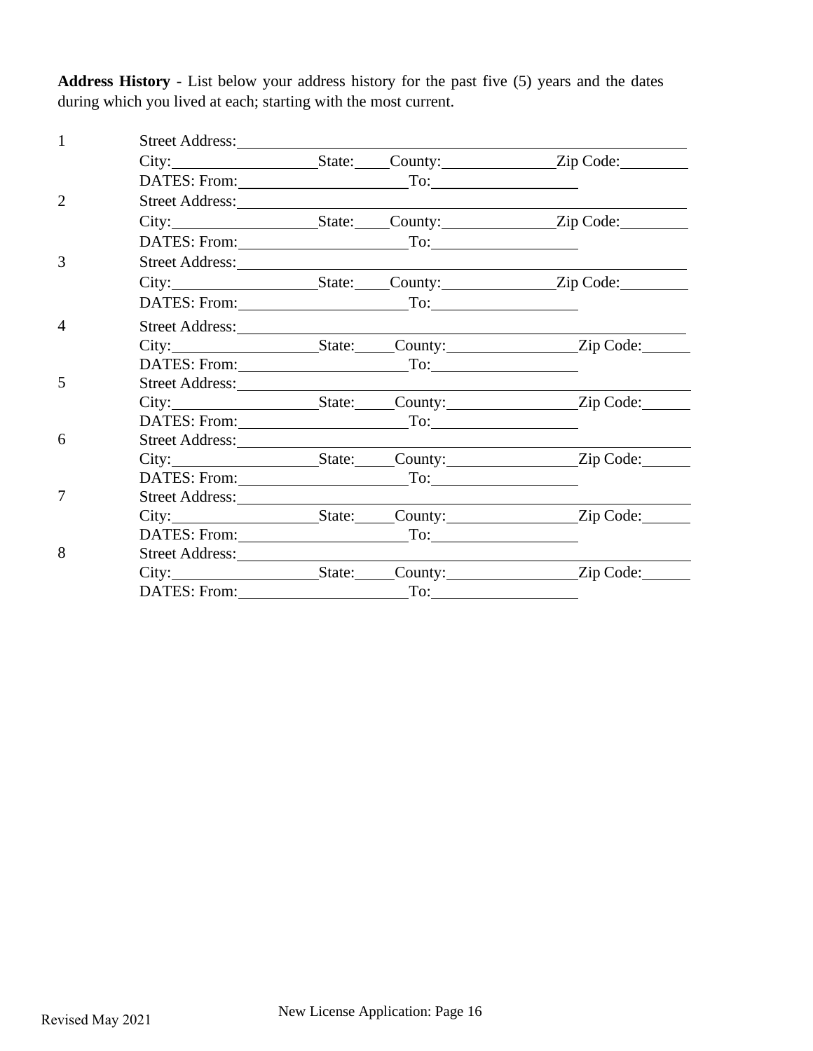**Address History** - List below your address history for the past five (5) years and the dates during which you lived at each; starting with the most current.

1. Street Address: \_\_\_\_\_\_\_\_\_\_\_\_\_\_\_\_\_\_\_\_\_\_\_\_\_\_\_\_\_\_\_\_\_\_\_\_\_\_\_\_\_\_\_\_
   City: \_\_\_\_\_\_\_\_\_\_\_\_\_\_\_ State: \_\_\_\_ County: \_\_\_\_\_\_\_\_\_\_\_\_ Zip Code: \_\_\_\_\_\_\_\_
   DATES: From: \_\_\_\_\_\_\_\_\_\_\_\_\_\_\_\_\_\_ To: \_\_\_\_\_\_\_\_\_\_\_\_\_\_\_\_
2. Street Address: \_\_\_\_\_\_\_\_\_\_\_\_\_\_\_\_\_\_\_\_\_\_\_\_\_\_\_\_\_\_\_\_\_\_\_\_\_\_\_\_\_\_\_\_
   City: \_\_\_\_\_\_\_\_\_\_\_\_\_\_\_ State: \_\_\_\_ County: \_\_\_\_\_\_\_\_\_\_\_\_ Zip Code: \_\_\_\_\_\_\_\_
   DATES: From: \_\_\_\_\_\_\_\_\_\_\_\_\_\_\_\_\_\_ To: \_\_\_\_\_\_\_\_\_\_\_\_\_\_\_\_
3. Street Address: \_\_\_\_\_\_\_\_\_\_\_\_\_\_\_\_\_\_\_\_\_\_\_\_\_\_\_\_\_\_\_\_\_\_\_\_\_\_\_\_\_\_\_\_
   City: \_\_\_\_\_\_\_\_\_\_\_\_\_\_\_ State: \_\_\_\_ County: \_\_\_\_\_\_\_\_\_\_\_\_ Zip Code: \_\_\_\_\_\_\_\_
   DATES: From: \_\_\_\_\_\_\_\_\_\_\_\_\_\_\_\_\_\_ To: \_\_\_\_\_\_\_\_\_\_\_\_\_\_\_\_
4. Street Address: \_\_\_\_\_\_\_\_\_\_\_\_\_\_\_\_\_\_\_\_\_\_\_\_\_\_\_\_\_\_\_\_\_\_\_\_\_\_\_\_\_\_\_\_
   City: \_\_\_\_\_\_\_\_\_\_\_\_\_\_\_ State: \_\_\_\_ County: \_\_\_\_\_\_\_\_\_\_\_\_ Zip Code: \_\_\_\_\_\_\_\_
   DATES: From: \_\_\_\_\_\_\_\_\_\_\_\_\_\_\_\_\_\_ To: \_\_\_\_\_\_\_\_\_\_\_\_\_\_\_\_
5. Street Address: \_\_\_\_\_\_\_\_\_\_\_\_\_\_\_\_\_\_\_\_\_\_\_\_\_\_\_\_\_\_\_\_\_\_\_\_\_\_\_\_\_\_\_\_
   City: \_\_\_\_\_\_\_\_\_\_\_\_\_\_\_ State: \_\_\_\_ County: \_\_\_\_\_\_\_\_\_\_\_\_ Zip Code: \_\_\_\_\_\_\_\_
   DATES: From: \_\_\_\_\_\_\_\_\_\_\_\_\_\_\_\_\_\_ To: \_\_\_\_\_\_\_\_\_\_\_\_\_\_\_\_
6. Street Address: \_\_\_\_\_\_\_\_\_\_\_\_\_\_\_\_\_\_\_\_\_\_\_\_\_\_\_\_\_\_\_\_\_\_\_\_\_\_\_\_\_\_\_\_
   City: \_\_\_\_\_\_\_\_\_\_\_\_\_\_\_ State: \_\_\_\_ County: \_\_\_\_\_\_\_\_\_\_\_\_ Zip Code: \_\_\_\_\_\_\_\_
   DATES: From: \_\_\_\_\_\_\_\_\_\_\_\_\_\_\_\_\_\_ To: \_\_\_\_\_\_\_\_\_\_\_\_\_\_\_\_
7. Street Address: \_\_\_\_\_\_\_\_\_\_\_\_\_\_\_\_\_\_\_\_\_\_\_\_\_\_\_\_\_\_\_\_\_\_\_\_\_\_\_\_\_\_\_\_
   City: \_\_\_\_\_\_\_\_\_\_\_\_\_\_\_ State: \_\_\_\_ County: \_\_\_\_\_\_\_\_\_\_\_\_ Zip Code: \_\_\_\_\_\_\_\_
   DATES: From: \_\_\_\_\_\_\_\_\_\_\_\_\_\_\_\_\_\_ To: \_\_\_\_\_\_\_\_\_\_\_\_\_\_\_\_
8. Street Address: \_\_\_\_\_\_\_\_\_\_\_\_\_\_\_\_\_\_\_\_\_\_\_\_\_\_\_\_\_\_\_\_\_\_\_\_\_\_\_\_\_\_\_\_
   City: \_\_\_\_\_\_\_\_\_\_\_\_\_\_\_ State: \_\_\_\_ County: \_\_\_\_\_\_\_\_\_\_\_\_ Zip Code: \_\_\_\_\_\_\_\_
   DATES: From: \_\_\_\_\_\_\_\_\_\_\_\_\_\_\_\_\_\_ To: \_\_\_\_\_\_\_\_\_\_\_\_\_\_\_\_

Revised May 2021

New License Application: Page 16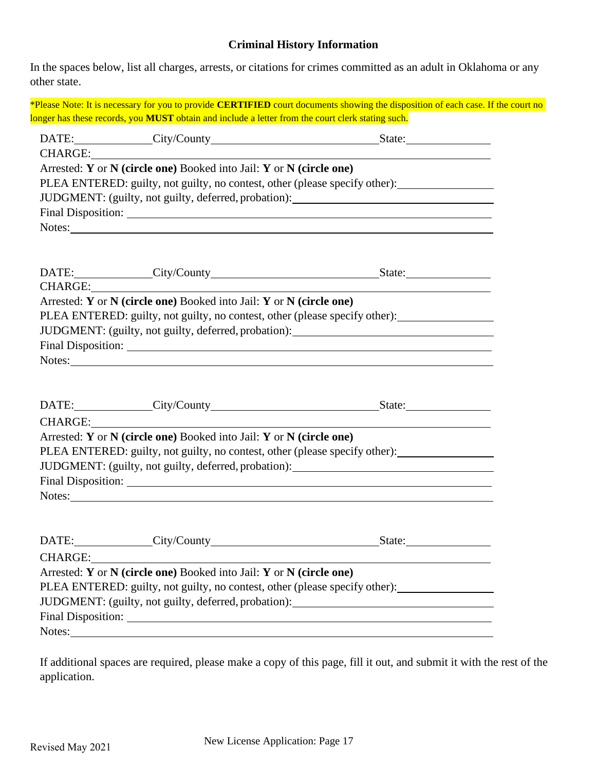## Criminal History Information

In the spaces below, list all charges, arrests, or citations for crimes committed as an adult in Oklahoma or any other state.

*Please Note: It is necessary for you to provide **CERTIFIED** court documents showing the disposition of each case. If the court no longer has these records, you **MUST** obtain and include a letter from the court clerk stating such.

DATE:______________ City/County______________________________ State:_______________

CHARGE:_______________________________________________________________________

Arrested: **Y** or **N** **(circle one)** Booked into Jail: **Y** or **N** **(circle one)**

PLEA ENTERED: guilty, not guilty, no contest, other (please specify other):_________________

JUDGMENT: (guilty, not guilty, deferred, probation):___________________________________

Final Disposition: ______________________________________________________________

Notes:_______________________________________________________________________

DATE:______________ City/County______________________________ State:_______________

CHARGE:_______________________________________________________________________

Arrested: **Y** or **N** **(circle one)** Booked into Jail: **Y** or **N** **(circle one)**

PLEA ENTERED: guilty, not guilty, no contest, other (please specify other):_________________

JUDGMENT: (guilty, not guilty, deferred, probation):___________________________________

Final Disposition: ______________________________________________________________

Notes:_______________________________________________________________________

DATE:______________ City/County______________________________ State:_______________

CHARGE:_______________________________________________________________________

Arrested: **Y** or **N** **(circle one)** Booked into Jail: **Y** or **N** **(circle one)**

PLEA ENTERED: guilty, not guilty, no contest, other (please specify other):_________________

JUDGMENT: (guilty, not guilty, deferred, probation):___________________________________

Final Disposition: ______________________________________________________________

Notes:_______________________________________________________________________

DATE:______________ City/County______________________________ State:_______________

CHARGE:_______________________________________________________________________

Arrested: **Y** or **N** **(circle one)** Booked into Jail: **Y** or **N** **(circle one)**

PLEA ENTERED: guilty, not guilty, no contest, other (please specify other):_________________

JUDGMENT: (guilty, not guilty, deferred, probation):___________________________________

Final Disposition: ______________________________________________________________

Notes:_______________________________________________________________________

If additional spaces are required, please make a copy of this page, fill it out, and submit it with the rest of the application.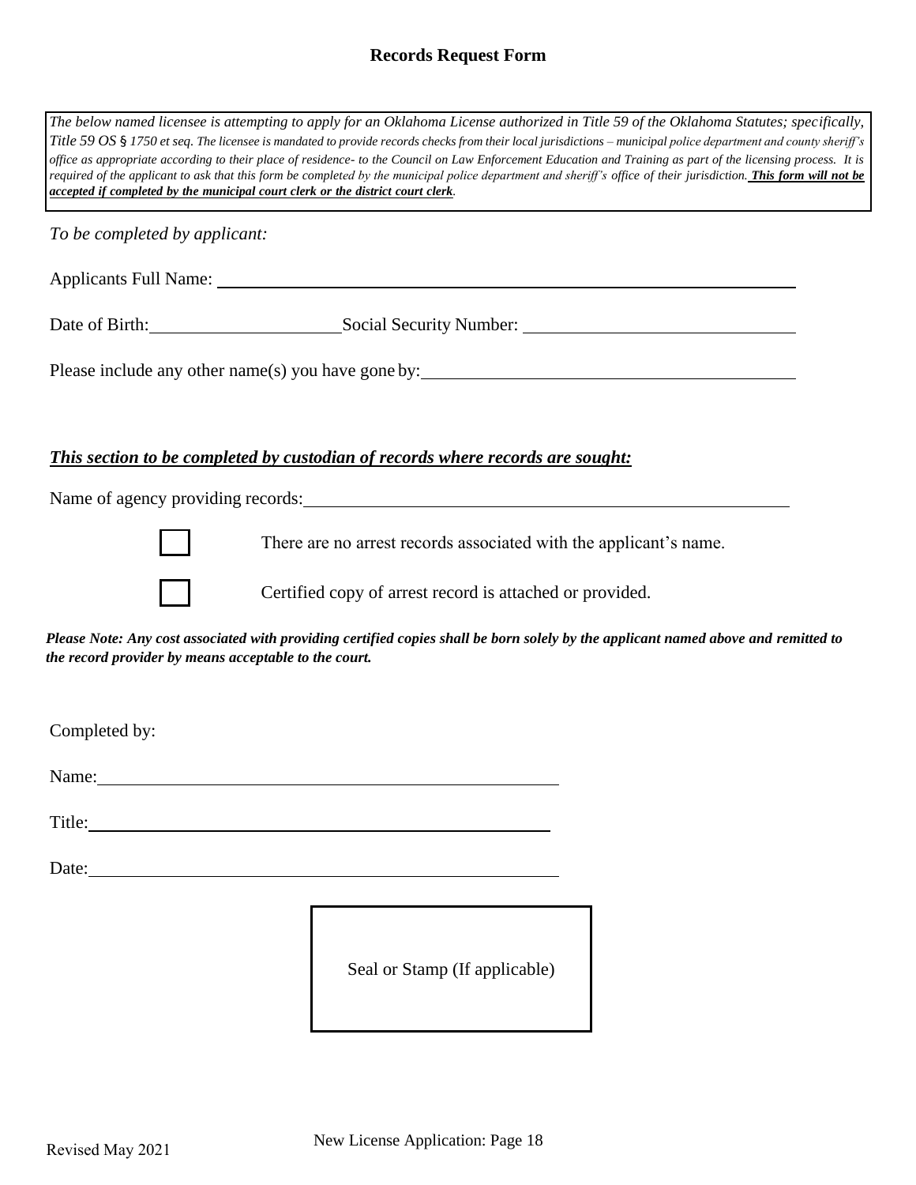# Records Request Form

*The below named licensee is attempting to apply for an Oklahoma License authorized in Title 59 of the Oklahoma Statutes; specifically, Title 59 OS § 1750 et seq. The licensee is mandated to provide records checks from their local jurisdictions – municipal police department and county sheriff's office as appropriate according to their place of residence- to the Council on Law Enforcement Education and Training as part of the licensing process. It is required of the applicant to ask that this form be completed by the municipal police department and sheriff's office of their jurisdiction.* ***This form will not be accepted if completed by the municipal court clerk or the district court clerk.***

*To be completed by applicant:*

Applicants Full Name: ______________________________

Date of Birth: ______________ Social Security Number: ______________

Please include any other name(s) you have gone by: ______________________________

***This section to be completed by custodian of records where records are sought:***

Name of agency providing records: ______________________________

☐ There are no arrest records associated with the applicant's name.

☐ Certified copy of arrest record is attached or provided.

***Please Note: Any cost associated with providing certified copies shall be born solely by the applicant named above and remitted to the record provider by means acceptable to the court.***

Completed by:

Name: ______________________________

Title: ______________________________

Date: ______________________________

Seal or Stamp (If applicable)

Revised May 2021

New License Application: Page 18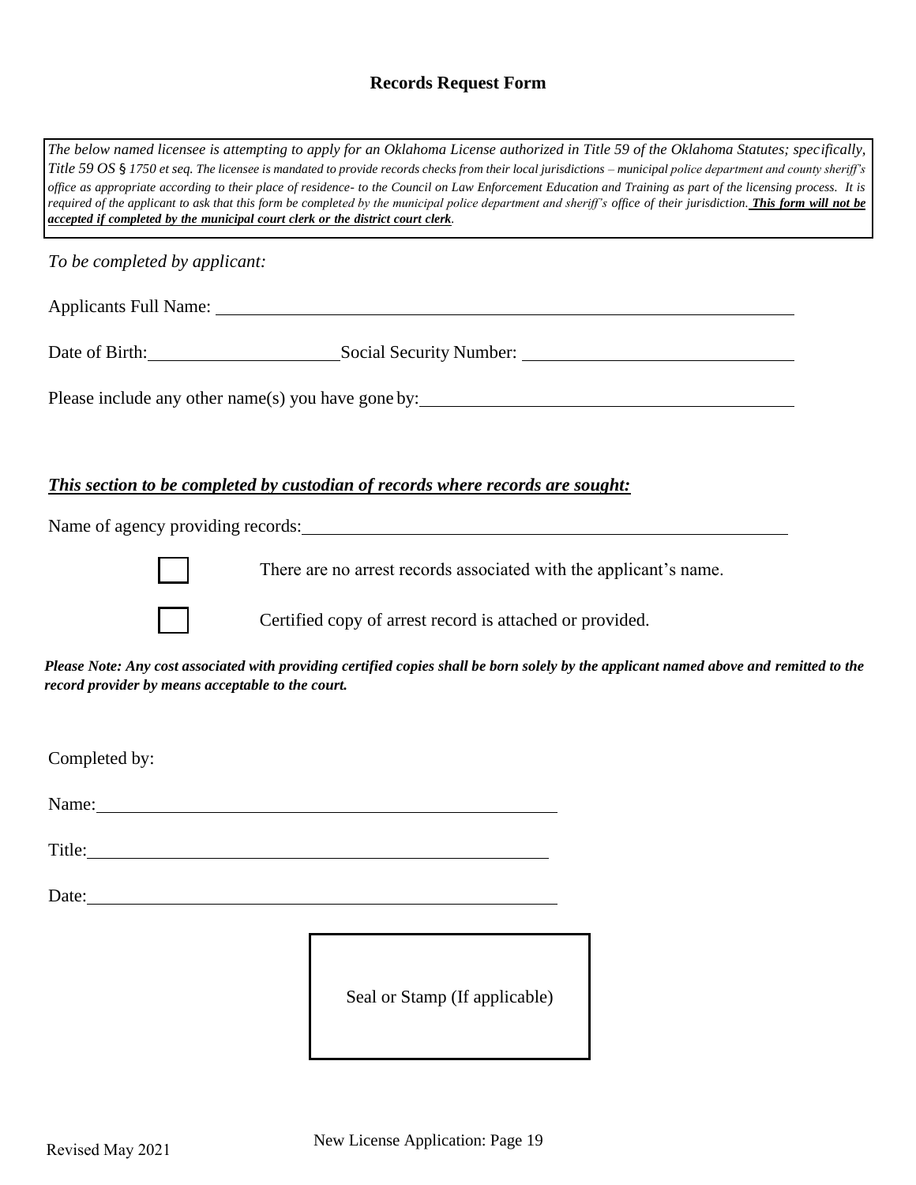## Records Request Form

*The below named licensee is attempting to apply for an Oklahoma License authorized in Title 59 of the Oklahoma Statutes; specifically, Title 59 OS § 1750 et seq. The licensee is mandated to provide records checks from their local jurisdictions – municipal police department and county sheriff's office as appropriate according to their place of residence- to the Council on Law Enforcement Education and Training as part of the licensing process. It is required of the applicant to ask that this form be completed by the municipal police department and sheriff's office of their jurisdiction.* ***<u>This form will not be accepted if completed by the municipal court clerk or the district court clerk</u>****.*

*To be completed by applicant:*

Applicants Full Name: ____________________________________________

Date of Birth: ____________________ Social Security Number: ____________________

Please include any other name(s) you have gone by: ____________________________________________

***<u>This section to be completed by custodian of records where records are sought:</u>***

Name of agency providing records: ____________________________________________

☐ There are no arrest records associated with the applicant's name.

☐ Certified copy of arrest record is attached or provided.

***Please Note: Any cost associated with providing certified copies shall be born solely by the applicant named above and remitted to the record provider by means acceptable to the court.***

Completed by:

Name: ____________________________________________

Title: ____________________________________________

Date: ____________________________________________

Seal or Stamp (If applicable)

Revised May 2021

New License Application: Page 19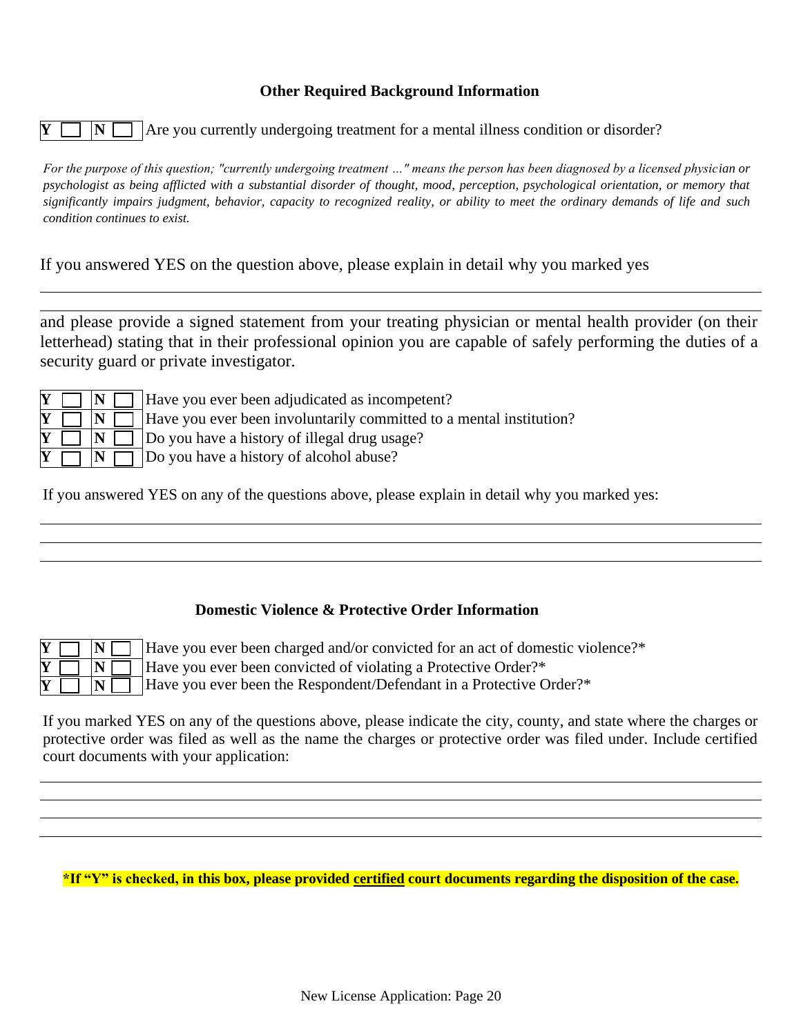## Other Required Background Information

**Y** ☐ **N** ☐ Are you currently undergoing treatment for a mental illness condition or disorder?

*For the purpose of this question; "currently undergoing treatment …" means the person has been diagnosed by a licensed physician or psychologist as being afflicted with a substantial disorder of thought, mood, perception, psychological orientation, or memory that significantly impairs judgment, behavior, capacity to recognized reality, or ability to meet the ordinary demands of life and such condition continues to exist.*

If you answered YES on the question above, please explain in detail why you marked yes

\_\_\_\_\_\_\_\_\_\_\_\_\_\_\_\_\_\_\_\_\_\_\_\_\_\_\_\_\_\_\_\_\_\_\_\_\_\_\_\_\_\_\_\_\_\_\_\_\_\_\_\_\_\_\_\_\_\_\_\_\_\_\_\_\_\_\_\_\_\_\_\_\_\_\_\_

\_\_\_\_\_\_\_\_\_\_\_\_\_\_\_\_\_\_\_\_\_\_\_\_\_\_\_\_\_\_\_\_\_\_\_\_\_\_\_\_\_\_\_\_\_\_\_\_\_\_\_\_\_\_\_\_\_\_\_\_\_\_\_\_\_\_\_\_\_\_\_\_\_\_\_\_

and please provide a signed statement from your treating physician or mental health provider (on their letterhead) stating that in their professional opinion you are capable of safely performing the duties of a security guard or private investigator.

**Y** ☐ **N** ☐ Have you ever been adjudicated as incompetent?
**Y** ☐ **N** ☐ Have you ever been involuntarily committed to a mental institution?
**Y** ☐ **N** ☐ Do you have a history of illegal drug usage?
**Y** ☐ **N** ☐ Do you have a history of alcohol abuse?

If you answered YES on any of the questions above, please explain in detail why you marked yes:

\_\_\_\_\_\_\_\_\_\_\_\_\_\_\_\_\_\_\_\_\_\_\_\_\_\_\_\_\_\_\_\_\_\_\_\_\_\_\_\_\_\_\_\_\_\_\_\_\_\_\_\_\_\_\_\_\_\_\_\_\_\_\_\_\_\_\_\_\_\_\_\_\_\_\_\_

\_\_\_\_\_\_\_\_\_\_\_\_\_\_\_\_\_\_\_\_\_\_\_\_\_\_\_\_\_\_\_\_\_\_\_\_\_\_\_\_\_\_\_\_\_\_\_\_\_\_\_\_\_\_\_\_\_\_\_\_\_\_\_\_\_\_\_\_\_\_\_\_\_\_\_\_

\_\_\_\_\_\_\_\_\_\_\_\_\_\_\_\_\_\_\_\_\_\_\_\_\_\_\_\_\_\_\_\_\_\_\_\_\_\_\_\_\_\_\_\_\_\_\_\_\_\_\_\_\_\_\_\_\_\_\_\_\_\_\_\_\_\_\_\_\_\_\_\_\_\_\_\_

## Domestic Violence & Protective Order Information

**Y** ☐ **N** ☐ Have you ever been charged and/or convicted for an act of domestic violence?*
**Y** ☐ **N** ☐ Have you ever been convicted of violating a Protective Order?*
**Y** ☐ **N** ☐ Have you ever been the Respondent/Defendant in a Protective Order?*

If you marked YES on any of the questions above, please indicate the city, county, and state where the charges or protective order was filed as well as the name the charges or protective order was filed under. Include certified court documents with your application:

\_\_\_\_\_\_\_\_\_\_\_\_\_\_\_\_\_\_\_\_\_\_\_\_\_\_\_\_\_\_\_\_\_\_\_\_\_\_\_\_\_\_\_\_\_\_\_\_\_\_\_\_\_\_\_\_\_\_\_\_\_\_\_\_\_\_\_\_\_\_\_\_\_\_\_\_

\_\_\_\_\_\_\_\_\_\_\_\_\_\_\_\_\_\_\_\_\_\_\_\_\_\_\_\_\_\_\_\_\_\_\_\_\_\_\_\_\_\_\_\_\_\_\_\_\_\_\_\_\_\_\_\_\_\_\_\_\_\_\_\_\_\_\_\_\_\_\_\_\_\_\_\_

\_\_\_\_\_\_\_\_\_\_\_\_\_\_\_\_\_\_\_\_\_\_\_\_\_\_\_\_\_\_\_\_\_\_\_\_\_\_\_\_\_\_\_\_\_\_\_\_\_\_\_\_\_\_\_\_\_\_\_\_\_\_\_\_\_\_\_\_\_\_\_\_\_\_\_\_

\_\_\_\_\_\_\_\_\_\_\_\_\_\_\_\_\_\_\_\_\_\_\_\_\_\_\_\_\_\_\_\_\_\_\_\_\_\_\_\_\_\_\_\_\_\_\_\_\_\_\_\_\_\_\_\_\_\_\_\_\_\_\_\_\_\_\_\_\_\_\_\_\_\_\_\_

**\*If "Y" is checked, in this box, please provided <u>certified</u> court documents regarding the disposition of the case.**

New License Application: Page 20